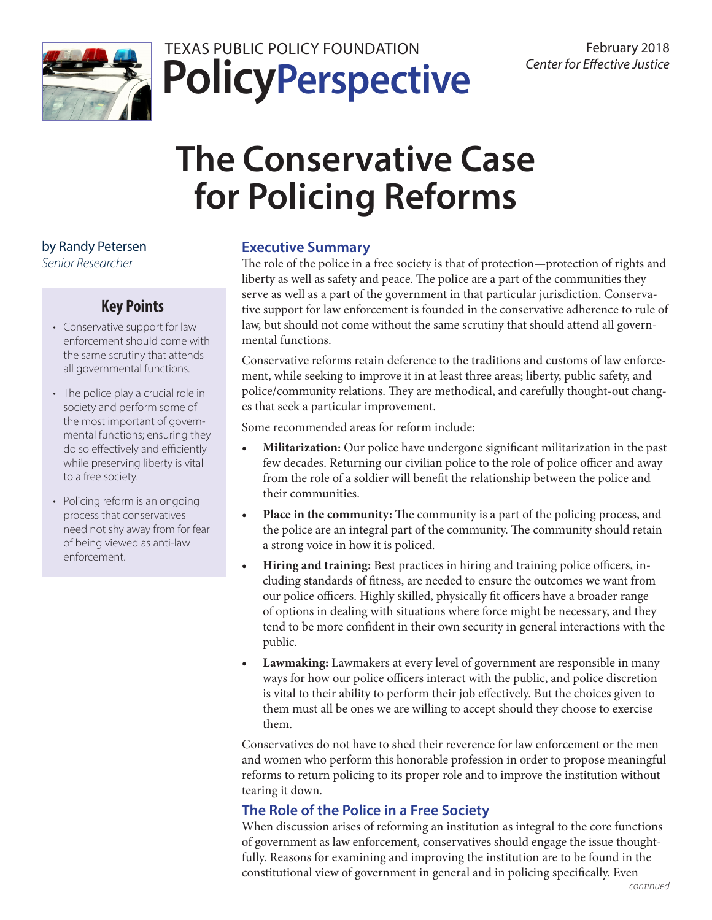TEXAS PUBLIC POLICY FOUNDATION

**PolicyPerspective**

February 2018
*Center for Effective Justice*

# The Conservative Case for Policing Reforms

by Randy Petersen
*Senior Researcher*

### Key Points

- Conservative support for law enforcement should come with the same scrutiny that attends all governmental functions.
- The police play a crucial role in society and perform some of the most important of governmental functions; ensuring they do so effectively and efficiently while preserving liberty is vital to a free society.
- Policing reform is an ongoing process that conservatives need not shy away from for fear of being viewed as anti-law enforcement.

## Executive Summary

The role of the police in a free society is that of protection—protection of rights and liberty as well as safety and peace. The police are a part of the communities they serve as well as a part of the government in that particular jurisdiction. Conservative support for law enforcement is founded in the conservative adherence to rule of law, but should not come without the same scrutiny that should attend all governmental functions.

Conservative reforms retain deference to the traditions and customs of law enforcement, while seeking to improve it in at least three areas; liberty, public safety, and police/community relations. They are methodical, and carefully thought-out changes that seek a particular improvement.

Some recommended areas for reform include:

- **Militarization:** Our police have undergone significant militarization in the past few decades. Returning our civilian police to the role of police officer and away from the role of a soldier will benefit the relationship between the police and their communities.
- **Place in the community:** The community is a part of the policing process, and the police are an integral part of the community. The community should retain a strong voice in how it is policed.
- **Hiring and training:** Best practices in hiring and training police officers, including standards of fitness, are needed to ensure the outcomes we want from our police officers. Highly skilled, physically fit officers have a broader range of options in dealing with situations where force might be necessary, and they tend to be more confident in their own security in general interactions with the public.
- **Lawmaking:** Lawmakers at every level of government are responsible in many ways for how our police officers interact with the public, and police discretion is vital to their ability to perform their job effectively. But the choices given to them must all be ones we are willing to accept should they choose to exercise them.

Conservatives do not have to shed their reverence for law enforcement or the men and women who perform this honorable profession in order to propose meaningful reforms to return policing to its proper role and to improve the institution without tearing it down.

## The Role of the Police in a Free Society

When discussion arises of reforming an institution as integral to the core functions of government as law enforcement, conservatives should engage the issue thoughtfully. Reasons for examining and improving the institution are to be found in the constitutional view of government in general and in policing specifically. Even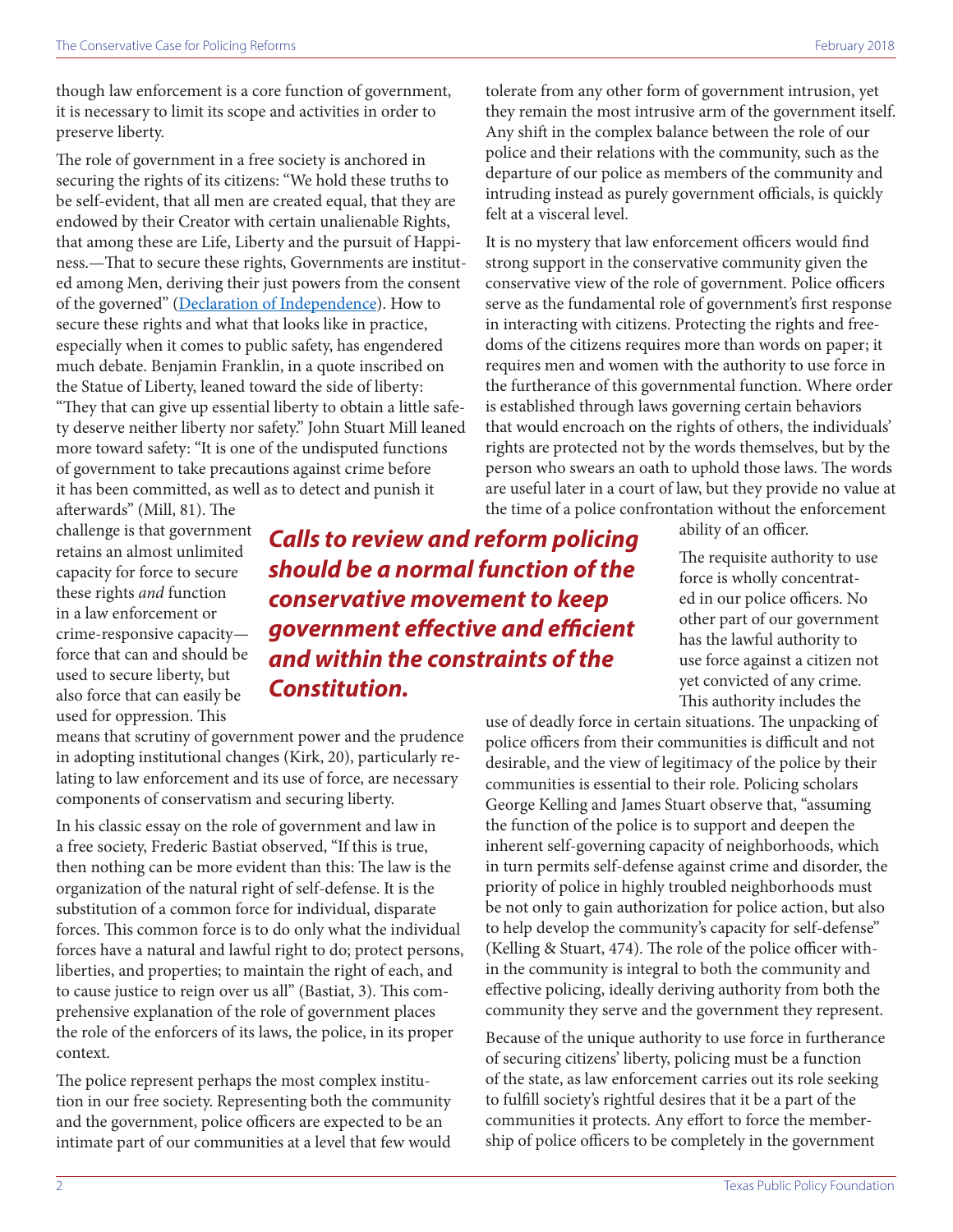though law enforcement is a core function of government, it is necessary to limit its scope and activities in order to preserve liberty.

The role of government in a free society is anchored in securing the rights of its citizens: "We hold these truths to be self-evident, that all men are created equal, that they are endowed by their Creator with certain unalienable Rights, that among these are Life, Liberty and the pursuit of Happiness.—That to secure these rights, Governments are instituted among Men, deriving their just powers from the consent of the governed" ([Declaration of Independence](#)). How to secure these rights and what that looks like in practice, especially when it comes to public safety, has engendered much debate. Benjamin Franklin, in a quote inscribed on the Statue of Liberty, leaned toward the side of liberty: "They that can give up essential liberty to obtain a little safety deserve neither liberty nor safety." John Stuart Mill leaned more toward safety: "It is one of the undisputed functions of government to take precautions against crime before it has been committed, as well as to detect and punish it afterwards" (Mill, 81). The challenge is that government retains an almost unlimited capacity for force to secure these rights *and* function in a law enforcement or crime-responsive capacity—force that can and should be used to secure liberty, but also force that can easily be used for oppression. This means that scrutiny of government power and the prudence in adopting institutional changes (Kirk, 20), particularly relating to law enforcement and its use of force, are necessary components of conservatism and securing liberty.

> ***Calls to review and reform policing should be a normal function of the conservative movement to keep government effective and efficient and within the constraints of the Constitution.***

In his classic essay on the role of government and law in a free society, Frederic Bastiat observed, "If this is true, then nothing can be more evident than this: The law is the organization of the natural right of self-defense. It is the substitution of a common force for individual, disparate forces. This common force is to do only what the individual forces have a natural and lawful right to do; protect persons, liberties, and properties; to maintain the right of each, and to cause justice to reign over us all" (Bastiat, 3). This comprehensive explanation of the role of government places the role of the enforcers of its laws, the police, in its proper context.

The police represent perhaps the most complex institution in our free society. Representing both the community and the government, police officers are expected to be an intimate part of our communities at a level that few would tolerate from any other form of government intrusion, yet they remain the most intrusive arm of the government itself. Any shift in the complex balance between the role of our police and their relations with the community, such as the departure of our police as members of the community and intruding instead as purely government officials, is quickly felt at a visceral level.

It is no mystery that law enforcement officers would find strong support in the conservative community given the conservative view of the role of government. Police officers serve as the fundamental role of government's first response in interacting with citizens. Protecting the rights and freedoms of the citizens requires more than words on paper; it requires men and women with the authority to use force in the furtherance of this governmental function. Where order is established through laws governing certain behaviors that would encroach on the rights of others, the individuals' rights are protected not by the words themselves, but by the person who swears an oath to uphold those laws. The words are useful later in a court of law, but they provide no value at the time of a police confrontation without the enforcement ability of an officer.

The requisite authority to use force is wholly concentrated in our police officers. No other part of our government has the lawful authority to use force against a citizen not yet convicted of any crime. This authority includes the use of deadly force in certain situations. The unpacking of police officers from their communities is difficult and not desirable, and the view of legitimacy of the police by their communities is essential to their role. Policing scholars George Kelling and James Stuart observe that, "assuming the function of the police is to support and deepen the inherent self-governing capacity of neighborhoods, which in turn permits self-defense against crime and disorder, the priority of police in highly troubled neighborhoods must be not only to gain authorization for police action, but also to help develop the community's capacity for self-defense" (Kelling & Stuart, 474). The role of the police officer within the community is integral to both the community and effective policing, ideally deriving authority from both the community they serve and the government they represent.

Because of the unique authority to use force in furtherance of securing citizens' liberty, policing must be a function of the state, as law enforcement carries out its role seeking to fulfill society's rightful desires that it be a part of the communities it protects. Any effort to force the membership of police officers to be completely in the government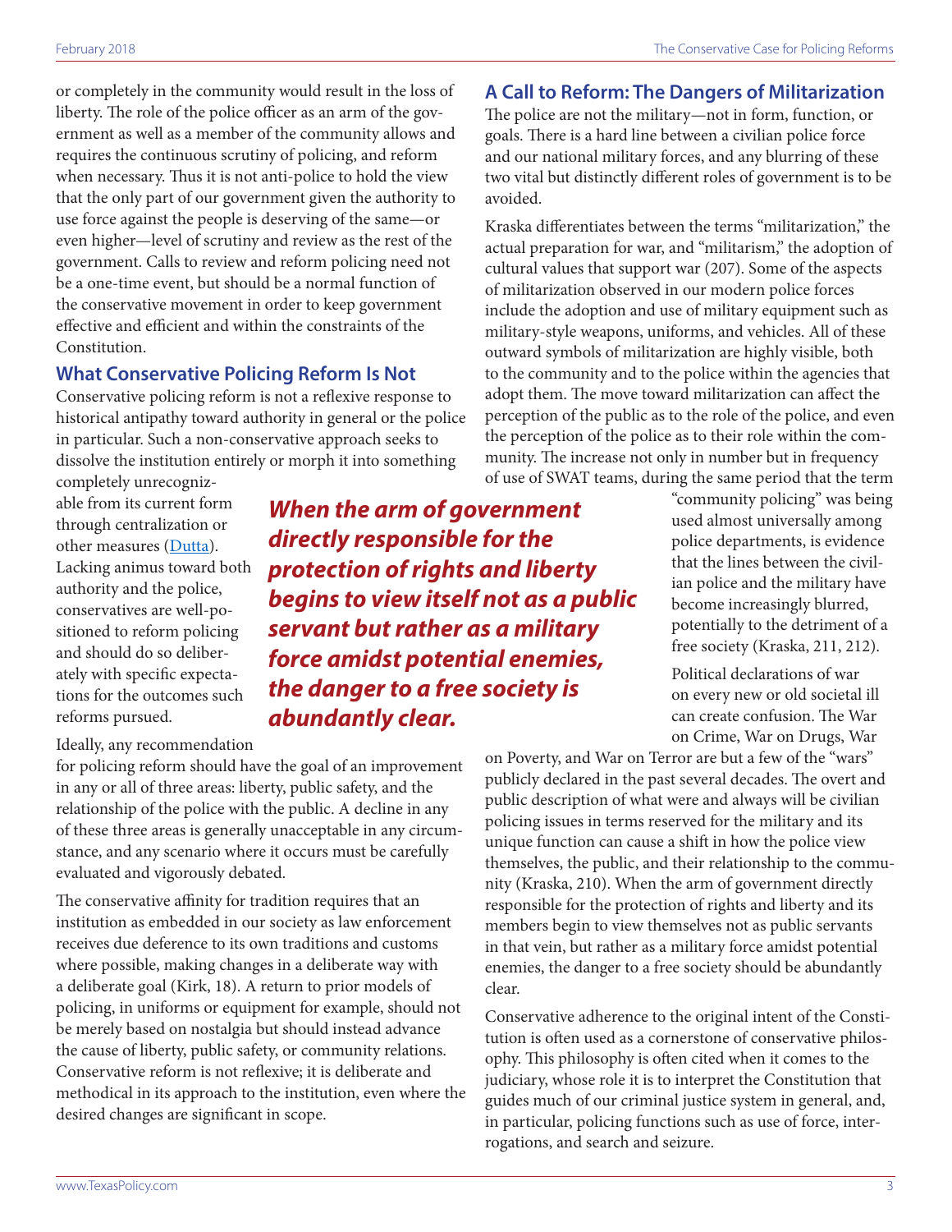or completely in the community would result in the loss of liberty. The role of the police officer as an arm of the government as well as a member of the community allows and requires the continuous scrutiny of policing, and reform when necessary. Thus it is not anti-police to hold the view that the only part of our government given the authority to use force against the people is deserving of the same—or even higher—level of scrutiny and review as the rest of the government. Calls to review and reform policing need not be a one-time event, but should be a normal function of the conservative movement in order to keep government effective and efficient and within the constraints of the Constitution.

## What Conservative Policing Reform Is Not

Conservative policing reform is not a reflexive response to historical antipathy toward authority in general or the police in particular. Such a non-conservative approach seeks to dissolve the institution entirely or morph it into something completely unrecognizable from its current form through centralization or other measures (Dutta). Lacking animus toward both authority and the police, conservatives are well-positioned to reform policing and should do so deliberately with specific expectations for the outcomes such reforms pursued.

***When the arm of government directly responsible for the protection of rights and liberty begins to view itself not as a public servant but rather as a military force amidst potential enemies, the danger to a free society is abundantly clear.***

Ideally, any recommendation for policing reform should have the goal of an improvement in any or all of three areas: liberty, public safety, and the relationship of the police with the public. A decline in any of these three areas is generally unacceptable in any circumstance, and any scenario where it occurs must be carefully evaluated and vigorously debated.

The conservative affinity for tradition requires that an institution as embedded in our society as law enforcement receives due deference to its own traditions and customs where possible, making changes in a deliberate way with a deliberate goal (Kirk, 18). A return to prior models of policing, in uniforms or equipment for example, should not be merely based on nostalgia but should instead advance the cause of liberty, public safety, or community relations. Conservative reform is not reflexive; it is deliberate and methodical in its approach to the institution, even where the desired changes are significant in scope.

## A Call to Reform: The Dangers of Militarization

The police are not the military—not in form, function, or goals. There is a hard line between a civilian police force and our national military forces, and any blurring of these two vital but distinctly different roles of government is to be avoided.

Kraska differentiates between the terms "militarization," the actual preparation for war, and "militarism," the adoption of cultural values that support war (207). Some of the aspects of militarization observed in our modern police forces include the adoption and use of military equipment such as military-style weapons, uniforms, and vehicles. All of these outward symbols of militarization are highly visible, both to the community and to the police within the agencies that adopt them. The move toward militarization can affect the perception of the public as to the role of the police, and even the perception of the police as to their role within the community. The increase not only in number but in frequency of use of SWAT teams, during the same period that the term "community policing" was being used almost universally among police departments, is evidence that the lines between the civilian police and the military have become increasingly blurred, potentially to the detriment of a free society (Kraska, 211, 212).

Political declarations of war on every new or old societal ill can create confusion. The War on Crime, War on Drugs, War on Poverty, and War on Terror are but a few of the "wars" publicly declared in the past several decades. The overt and public description of what were and always will be civilian policing issues in terms reserved for the military and its unique function can cause a shift in how the police view themselves, the public, and their relationship to the community (Kraska, 210). When the arm of government directly responsible for the protection of rights and liberty and its members begin to view themselves not as public servants in that vein, but rather as a military force amidst potential enemies, the danger to a free society should be abundantly clear.

Conservative adherence to the original intent of the Constitution is often used as a cornerstone of conservative philosophy. This philosophy is often cited when it comes to the judiciary, whose role it is to interpret the Constitution that guides much of our criminal justice system in general, and, in particular, policing functions such as use of force, interrogations, and search and seizure.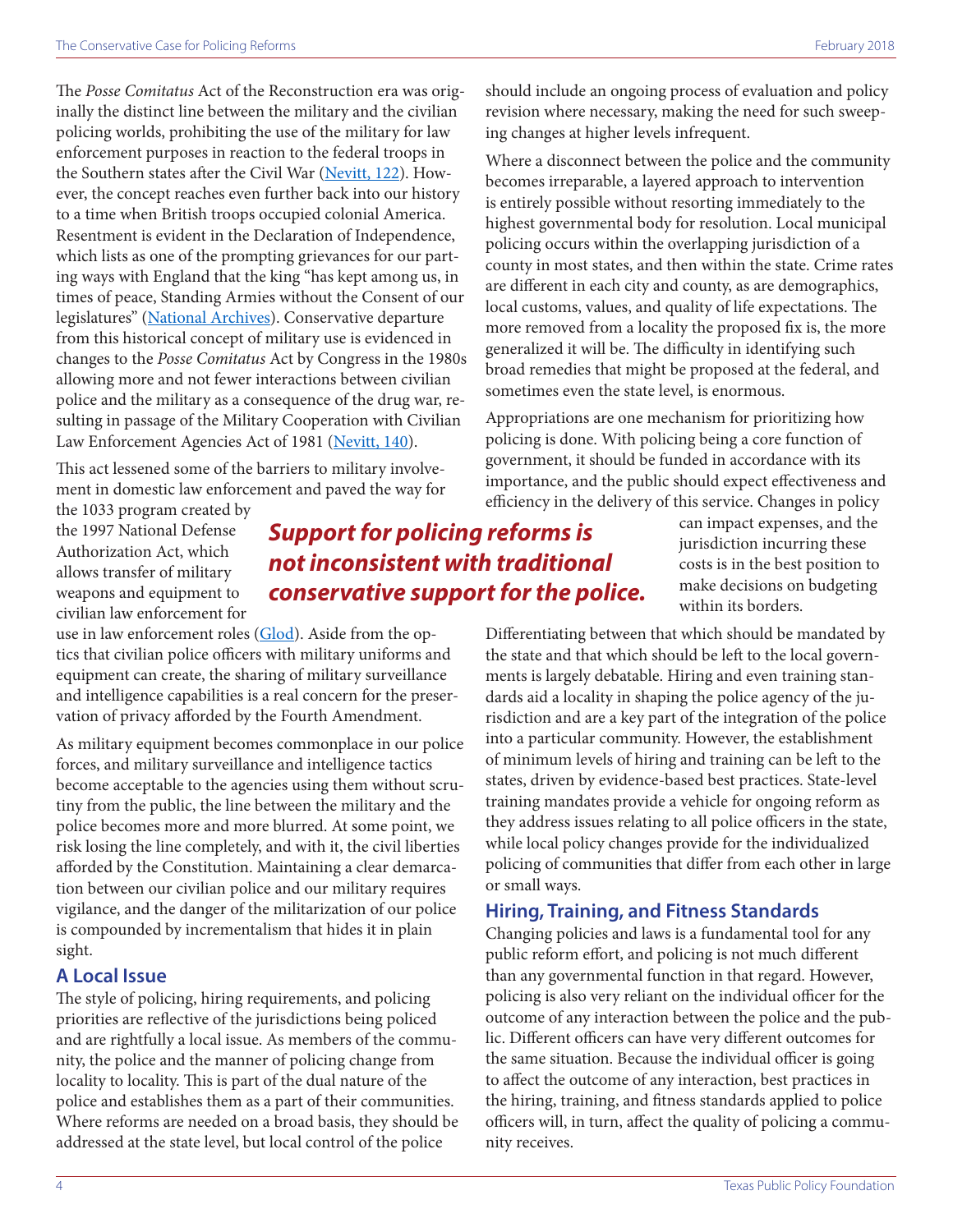The *Posse Comitatus* Act of the Reconstruction era was originally the distinct line between the military and the civilian policing worlds, prohibiting the use of the military for law enforcement purposes in reaction to the federal troops in the Southern states after the Civil War (Nevitt, 122). However, the concept reaches even further back into our history to a time when British troops occupied colonial America. Resentment is evident in the Declaration of Independence, which lists as one of the prompting grievances for our parting ways with England that the king "has kept among us, in times of peace, Standing Armies without the Consent of our legislatures" (National Archives). Conservative departure from this historical concept of military use is evidenced in changes to the *Posse Comitatus* Act by Congress in the 1980s allowing more and not fewer interactions between civilian police and the military as a consequence of the drug war, resulting in passage of the Military Cooperation with Civilian Law Enforcement Agencies Act of 1981 (Nevitt, 140).

This act lessened some of the barriers to military involvement in domestic law enforcement and paved the way for the 1033 program created by the 1997 National Defense Authorization Act, which allows transfer of military weapons and equipment to civilian law enforcement for use in law enforcement roles (Glod). Aside from the optics that civilian police officers with military uniforms and equipment can create, the sharing of military surveillance and intelligence capabilities is a real concern for the preservation of privacy afforded by the Fourth Amendment.

As military equipment becomes commonplace in our police forces, and military surveillance and intelligence tactics become acceptable to the agencies using them without scrutiny from the public, the line between the military and the police becomes more and more blurred. At some point, we risk losing the line completely, and with it, the civil liberties afforded by the Constitution. Maintaining a clear demarcation between our civilian police and our military requires vigilance, and the danger of the militarization of our police is compounded by incrementalism that hides it in plain sight.

## A Local Issue

The style of policing, hiring requirements, and policing priorities are reflective of the jurisdictions being policed and are rightfully a local issue. As members of the community, the police and the manner of policing change from locality to locality. This is part of the dual nature of the police and establishes them as a part of their communities. Where reforms are needed on a broad basis, they should be addressed at the state level, but local control of the police should include an ongoing process of evaluation and policy revision where necessary, making the need for such sweeping changes at higher levels infrequent.

Where a disconnect between the police and the community becomes irreparable, a layered approach to intervention is entirely possible without resorting immediately to the highest governmental body for resolution. Local municipal policing occurs within the overlapping jurisdiction of a county in most states, and then within the state. Crime rates are different in each city and county, as are demographics, local customs, values, and quality of life expectations. The more removed from a locality the proposed fix is, the more generalized it will be. The difficulty in identifying such broad remedies that might be proposed at the federal, and sometimes even the state level, is enormous.

Appropriations are one mechanism for prioritizing how policing is done. With policing being a core function of government, it should be funded in accordance with its importance, and the public should expect effectiveness and efficiency in the delivery of this service. Changes in policy can impact expenses, and the jurisdiction incurring these costs is in the best position to make decisions on budgeting within its borders.

***Support for policing reforms is not inconsistent with traditional conservative support for the police.***

Differentiating between that which should be mandated by the state and that which should be left to the local governments is largely debatable. Hiring and even training standards aid a locality in shaping the police agency of the jurisdiction and are a key part of the integration of the police into a particular community. However, the establishment of minimum levels of hiring and training can be left to the states, driven by evidence-based best practices. State-level training mandates provide a vehicle for ongoing reform as they address issues relating to all police officers in the state, while local policy changes provide for the individualized policing of communities that differ from each other in large or small ways.

## Hiring, Training, and Fitness Standards

Changing policies and laws is a fundamental tool for any public reform effort, and policing is not much different than any governmental function in that regard. However, policing is also very reliant on the individual officer for the outcome of any interaction between the police and the public. Different officers can have very different outcomes for the same situation. Because the individual officer is going to affect the outcome of any interaction, best practices in the hiring, training, and fitness standards applied to police officers will, in turn, affect the quality of policing a community receives.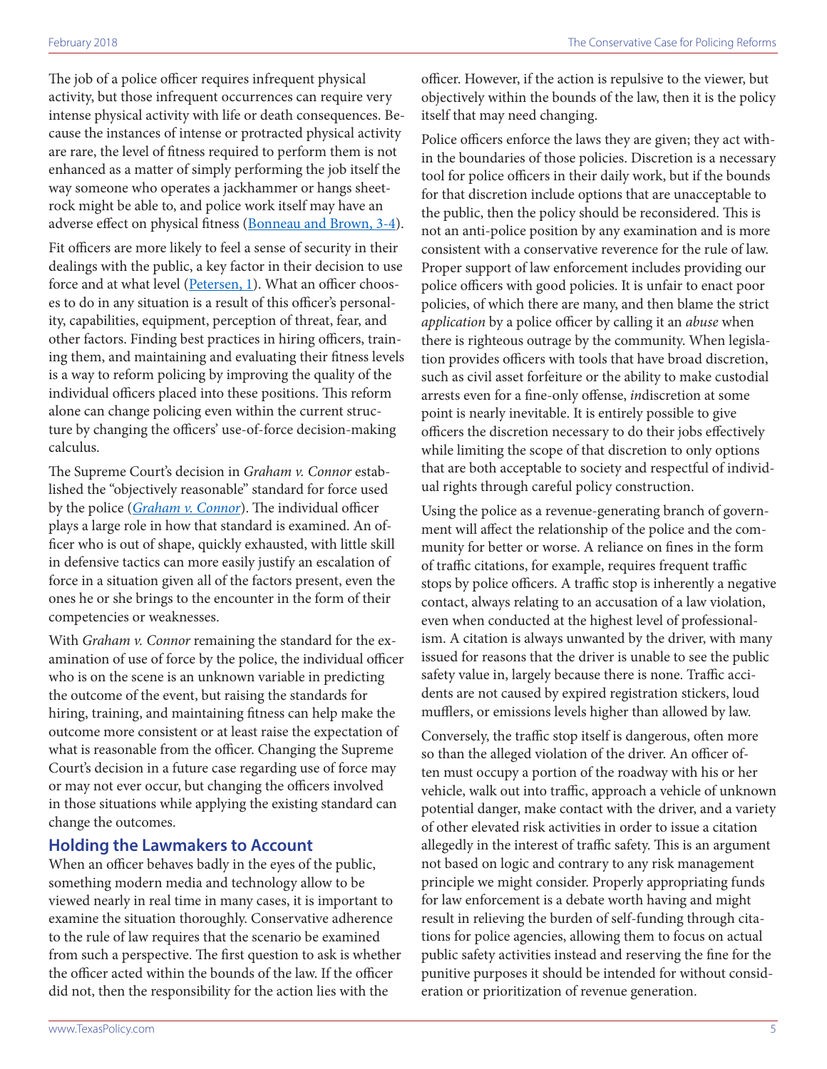The job of a police officer requires infrequent physical activity, but those infrequent occurrences can require very intense physical activity with life or death consequences. Because the instances of intense or protracted physical activity are rare, the level of fitness required to perform them is not enhanced as a matter of simply performing the job itself the way someone who operates a jackhammer or hangs sheetrock might be able to, and police work itself may have an adverse effect on physical fitness (Bonneau and Brown, 3-4).

Fit officers are more likely to feel a sense of security in their dealings with the public, a key factor in their decision to use force and at what level (Petersen, 1). What an officer chooses to do in any situation is a result of this officer's personality, capabilities, equipment, perception of threat, fear, and other factors. Finding best practices in hiring officers, training them, and maintaining and evaluating their fitness levels is a way to reform policing by improving the quality of the individual officers placed into these positions. This reform alone can change policing even within the current structure by changing the officers' use-of-force decision-making calculus.

The Supreme Court's decision in *Graham v. Connor* established the "objectively reasonable" standard for force used by the police (*Graham v. Connor*). The individual officer plays a large role in how that standard is examined. An officer who is out of shape, quickly exhausted, with little skill in defensive tactics can more easily justify an escalation of force in a situation given all of the factors present, even the ones he or she brings to the encounter in the form of their competencies or weaknesses.

With *Graham v. Connor* remaining the standard for the examination of use of force by the police, the individual officer who is on the scene is an unknown variable in predicting the outcome of the event, but raising the standards for hiring, training, and maintaining fitness can help make the outcome more consistent or at least raise the expectation of what is reasonable from the officer. Changing the Supreme Court's decision in a future case regarding use of force may or may not ever occur, but changing the officers involved in those situations while applying the existing standard can change the outcomes.

## Holding the Lawmakers to Account

When an officer behaves badly in the eyes of the public, something modern media and technology allow to be viewed nearly in real time in many cases, it is important to examine the situation thoroughly. Conservative adherence to the rule of law requires that the scenario be examined from such a perspective. The first question to ask is whether the officer acted within the bounds of the law. If the officer did not, then the responsibility for the action lies with the officer. However, if the action is repulsive to the viewer, but objectively within the bounds of the law, then it is the policy itself that may need changing.

Police officers enforce the laws they are given; they act within the boundaries of those policies. Discretion is a necessary tool for police officers in their daily work, but if the bounds for that discretion include options that are unacceptable to the public, then the policy should be reconsidered. This is not an anti-police position by any examination and is more consistent with a conservative reverence for the rule of law. Proper support of law enforcement includes providing our police officers with good policies. It is unfair to enact poor policies, of which there are many, and then blame the strict *application* by a police officer by calling it an *abuse* when there is righteous outrage by the community. When legislation provides officers with tools that have broad discretion, such as civil asset forfeiture or the ability to make custodial arrests even for a fine-only offense, *in*discretion at some point is nearly inevitable. It is entirely possible to give officers the discretion necessary to do their jobs effectively while limiting the scope of that discretion to only options that are both acceptable to society and respectful of individual rights through careful policy construction.

Using the police as a revenue-generating branch of government will affect the relationship of the police and the community for better or worse. A reliance on fines in the form of traffic citations, for example, requires frequent traffic stops by police officers. A traffic stop is inherently a negative contact, always relating to an accusation of a law violation, even when conducted at the highest level of professionalism. A citation is always unwanted by the driver, with many issued for reasons that the driver is unable to see the public safety value in, largely because there is none. Traffic accidents are not caused by expired registration stickers, loud mufflers, or emissions levels higher than allowed by law.

Conversely, the traffic stop itself is dangerous, often more so than the alleged violation of the driver. An officer often must occupy a portion of the roadway with his or her vehicle, walk out into traffic, approach a vehicle of unknown potential danger, make contact with the driver, and a variety of other elevated risk activities in order to issue a citation allegedly in the interest of traffic safety. This is an argument not based on logic and contrary to any risk management principle we might consider. Properly appropriating funds for law enforcement is a debate worth having and might result in relieving the burden of self-funding through citations for police agencies, allowing them to focus on actual public safety activities instead and reserving the fine for the punitive purposes it should be intended for without consideration or prioritization of revenue generation.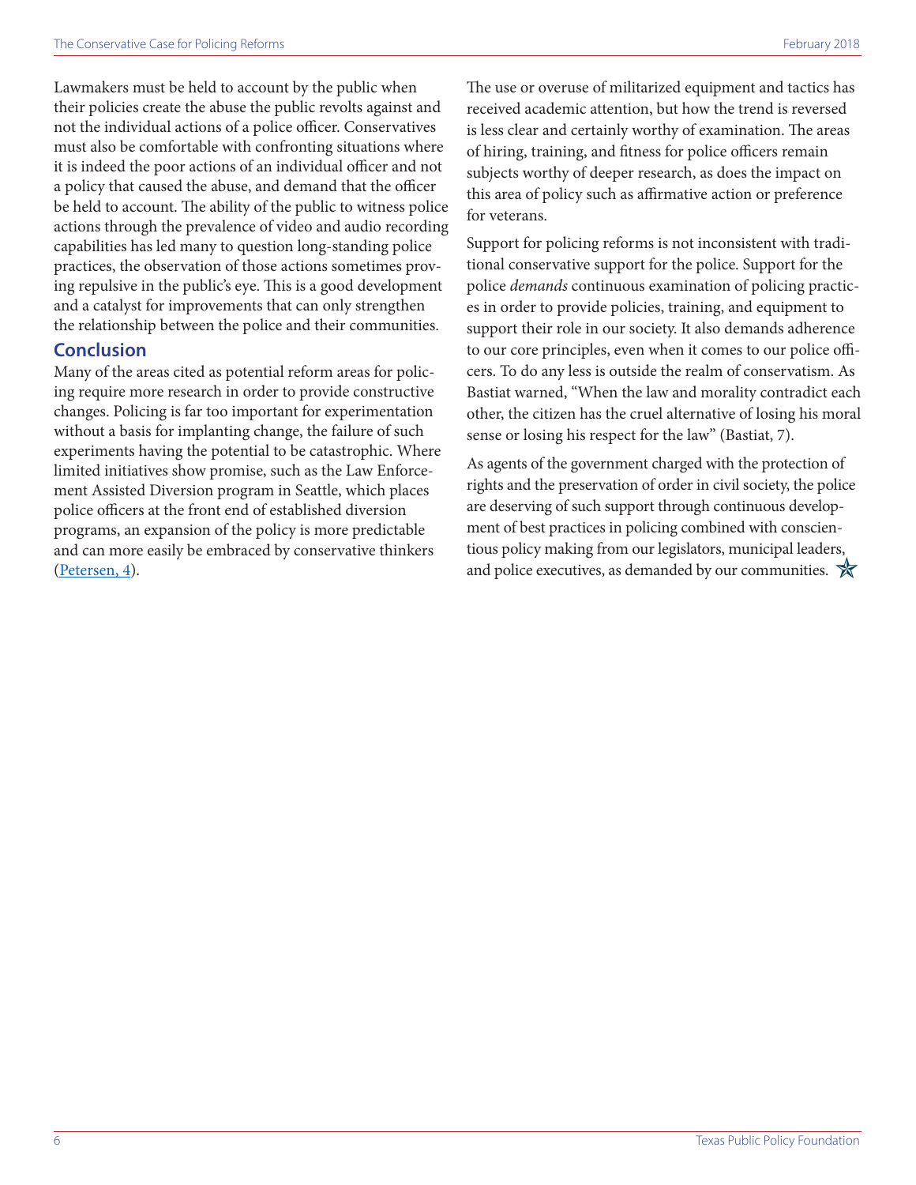Lawmakers must be held to account by the public when their policies create the abuse the public revolts against and not the individual actions of a police officer. Conservatives must also be comfortable with confronting situations where it is indeed the poor actions of an individual officer and not a policy that caused the abuse, and demand that the officer be held to account. The ability of the public to witness police actions through the prevalence of video and audio recording capabilities has led many to question long-standing police practices, the observation of those actions sometimes proving repulsive in the public's eye. This is a good development and a catalyst for improvements that can only strengthen the relationship between the police and their communities.

## Conclusion

Many of the areas cited as potential reform areas for policing require more research in order to provide constructive changes. Policing is far too important for experimentation without a basis for implanting change, the failure of such experiments having the potential to be catastrophic. Where limited initiatives show promise, such as the Law Enforcement Assisted Diversion program in Seattle, which places police officers at the front end of established diversion programs, an expansion of the policy is more predictable and can more easily be embraced by conservative thinkers (Petersen, 4).

The use or overuse of militarized equipment and tactics has received academic attention, but how the trend is reversed is less clear and certainly worthy of examination. The areas of hiring, training, and fitness for police officers remain subjects worthy of deeper research, as does the impact on this area of policy such as affirmative action or preference for veterans.

Support for policing reforms is not inconsistent with traditional conservative support for the police. Support for the police *demands* continuous examination of policing practices in order to provide policies, training, and equipment to support their role in our society. It also demands adherence to our core principles, even when it comes to our police officers. To do any less is outside the realm of conservatism. As Bastiat warned, "When the law and morality contradict each other, the citizen has the cruel alternative of losing his moral sense or losing his respect for the law" (Bastiat, 7).

As agents of the government charged with the protection of rights and the preservation of order in civil society, the police are deserving of such support through continuous development of best practices in policing combined with conscientious policy making from our legislators, municipal leaders, and police executives, as demanded by our communities.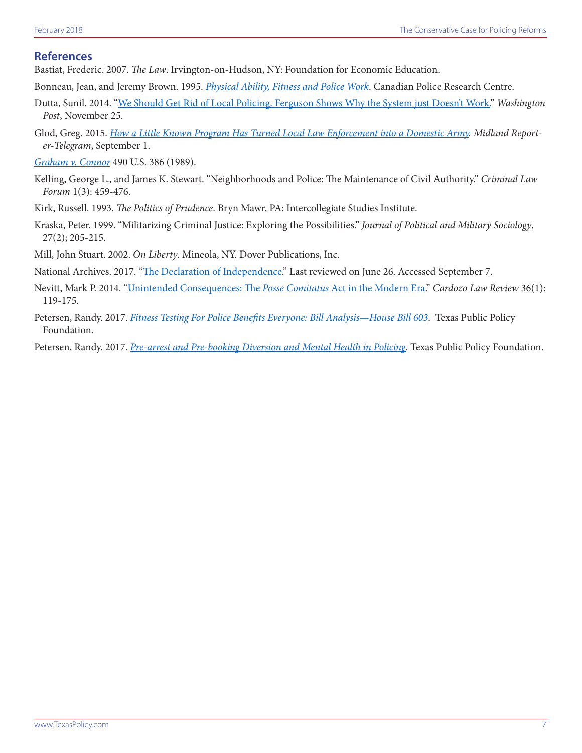## References

Bastiat, Frederic. 2007. *The Law*. Irvington-on-Hudson, NY: Foundation for Economic Education.

Bonneau, Jean, and Jeremy Brown. 1995. *Physical Ability, Fitness and Police Work*. Canadian Police Research Centre.

Dutta, Sunil. 2014. "We Should Get Rid of Local Policing. Ferguson Shows Why the System just Doesn't Work." *Washington Post*, November 25.

Glod, Greg. 2015. *How a Little Known Program Has Turned Local Law Enforcement into a Domestic Army*. *Midland Reporter-Telegram*, September 1.

*Graham v. Connor* 490 U.S. 386 (1989).

Kelling, George L., and James K. Stewart. "Neighborhoods and Police: The Maintenance of Civil Authority." *Criminal Law Forum* 1(3): 459-476.

Kirk, Russell. 1993. *The Politics of Prudence*. Bryn Mawr, PA: Intercollegiate Studies Institute.

Kraska, Peter. 1999. "Militarizing Criminal Justice: Exploring the Possibilities." *Journal of Political and Military Sociology*, 27(2); 205-215.

Mill, John Stuart. 2002. *On Liberty*. Mineola, NY. Dover Publications, Inc.

National Archives. 2017. "The Declaration of Independence." Last reviewed on June 26. Accessed September 7.

Nevitt, Mark P. 2014. "Unintended Consequences: The *Posse Comitatus* Act in the Modern Era." *Cardozo Law Review* 36(1): 119-175.

Petersen, Randy. 2017. *Fitness Testing For Police Benefits Everyone: Bill Analysis—House Bill 603*. Texas Public Policy Foundation.

Petersen, Randy. 2017. *Pre-arrest and Pre-booking Diversion and Mental Health in Policing*. Texas Public Policy Foundation.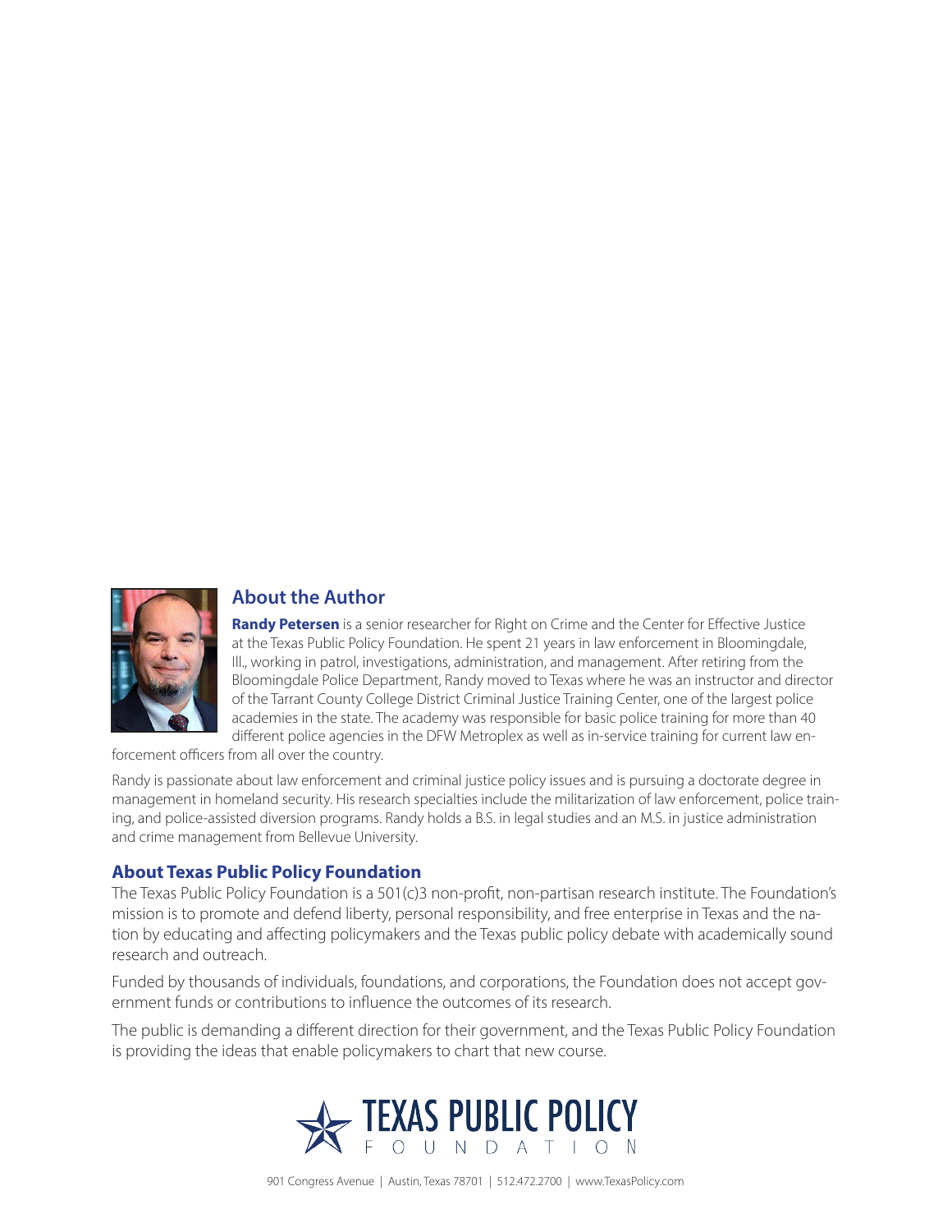## About the Author

**Randy Petersen** is a senior researcher for Right on Crime and the Center for Effective Justice at the Texas Public Policy Foundation. He spent 21 years in law enforcement in Bloomingdale, Ill., working in patrol, investigations, administration, and management. After retiring from the Bloomingdale Police Department, Randy moved to Texas where he was an instructor and director of the Tarrant County College District Criminal Justice Training Center, one of the largest police academies in the state. The academy was responsible for basic police training for more than 40 different police agencies in the DFW Metroplex as well as in-service training for current law enforcement officers from all over the country.

Randy is passionate about law enforcement and criminal justice policy issues and is pursuing a doctorate degree in management in homeland security. His research specialties include the militarization of law enforcement, police training, and police-assisted diversion programs. Randy holds a B.S. in legal studies and an M.S. in justice administration and crime management from Bellevue University.

## About Texas Public Policy Foundation

The Texas Public Policy Foundation is a 501(c)3 non-profit, non-partisan research institute. The Foundation's mission is to promote and defend liberty, personal responsibility, and free enterprise in Texas and the nation by educating and affecting policymakers and the Texas public policy debate with academically sound research and outreach.

Funded by thousands of individuals, foundations, and corporations, the Foundation does not accept government funds or contributions to influence the outcomes of its research.

The public is demanding a different direction for their government, and the Texas Public Policy Foundation is providing the ideas that enable policymakers to chart that new course.

TEXAS PUBLIC POLICY FOUNDATION

901 Congress Avenue | Austin, Texas 78701 | 512.472.2700 | www.TexasPolicy.com